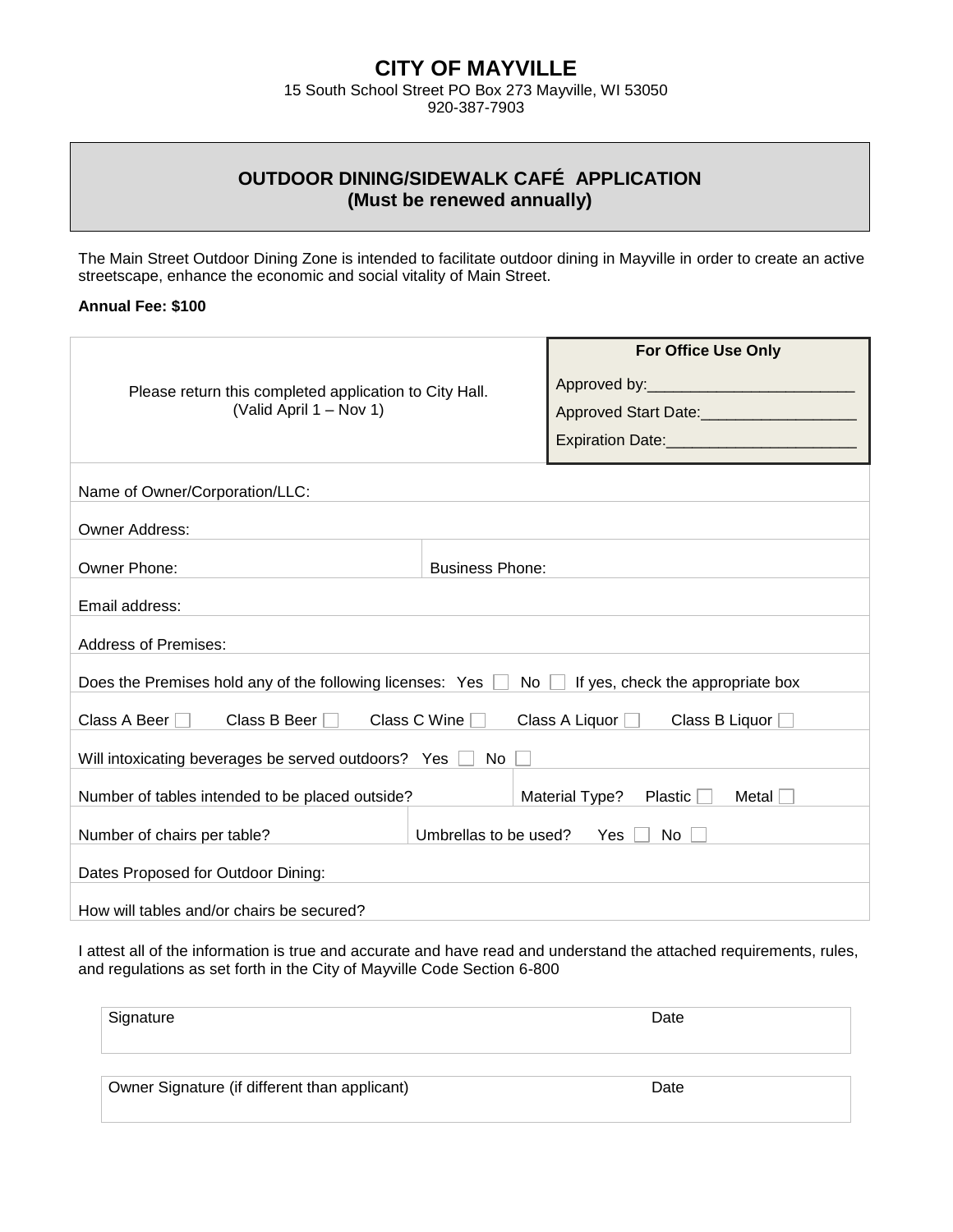# CITY OF MAYVILLE

15 South School Street PO Box 273 Mayville, WI 53050
920-387-7903

## OUTDOOR DINING/SIDEWALK CAFÉ APPLICATION
**(Must be renewed annually)**

The Main Street Outdoor Dining Zone is intended to facilitate outdoor dining in Mayville in order to create an active streetscape, enhance the economic and social vitality of Main Street.

**Annual Fee: $100**

| Please return this completed application to City Hall. (Valid April 1 – Nov 1) | **For Office Use Only**<br>Approved by:_______________________<br>Approved Start Date:_________________<br>Expiration Date:_____________________ |
|---|---|

| | |
|---|---|
| Name of Owner/Corporation/LLC: | |
| Owner Address: | |
| Owner Phone: | Business Phone: |
| Email address: | |
| Address of Premises: | |
| Does the Premises hold any of the following licenses: Yes ☐ No ☐ If yes, check the appropriate box | |
| Class A Beer ☐ Class B Beer ☐ Class C Wine ☐ Class A Liquor ☐ Class B Liquor ☐ | |
| Will intoxicating beverages be served outdoors? Yes ☐ No ☐ | |
| Number of tables intended to be placed outside? | Material Type? Plastic ☐ Metal ☐ |
| Number of chairs per table? | Umbrellas to be used? Yes ☐ No ☐ |
| Dates Proposed for Outdoor Dining: | |
| How will tables and/or chairs be secured? | |

I attest all of the information is true and accurate and have read and understand the attached requirements, rules, and regulations as set forth in the City of Mayville Code Section 6-800

| Signature | Date |
|---|---|
| | |

| Owner Signature (if different than applicant) | Date |
|---|---|
| | |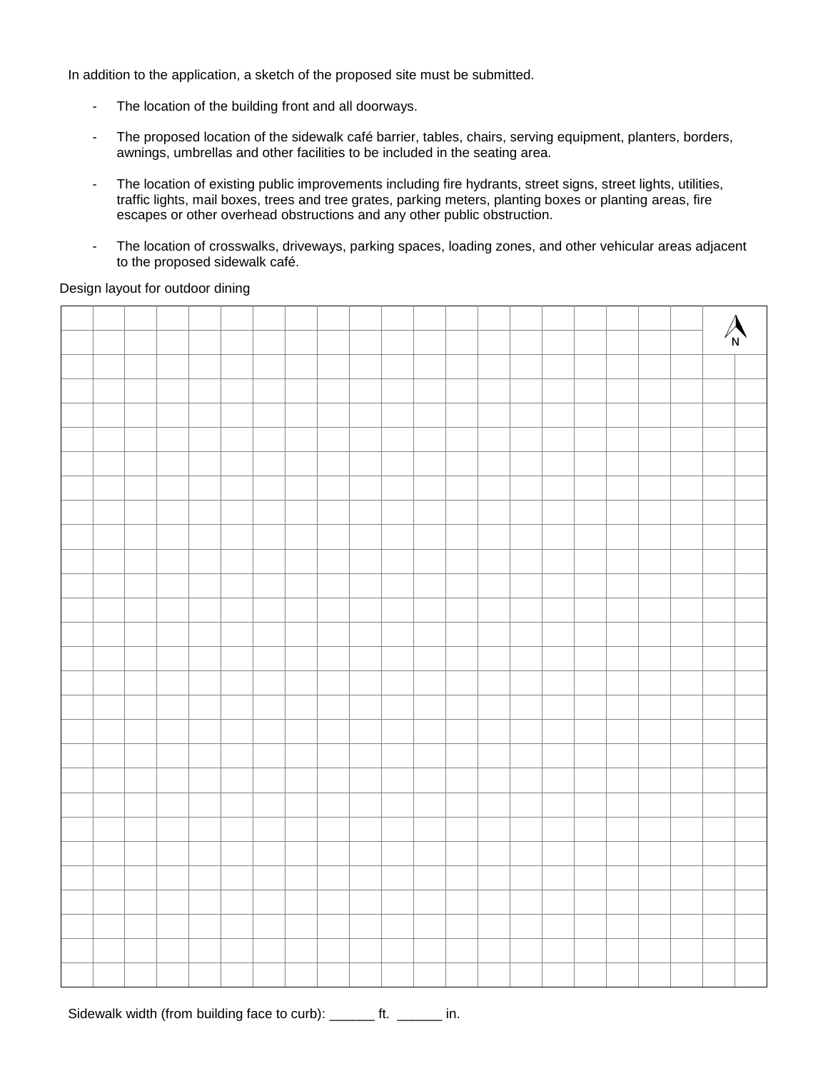In addition to the application, a sketch of the proposed site must be submitted.

- The location of the building front and all doorways.
- The proposed location of the sidewalk café barrier, tables, chairs, serving equipment, planters, borders, awnings, umbrellas and other facilities to be included in the seating area.
- The location of existing public improvements including fire hydrants, street signs, street lights, utilities, traffic lights, mail boxes, trees and tree grates, parking meters, planting boxes or planting areas, fire escapes or other overhead obstructions and any other public obstruction.
- The location of crosswalks, driveways, parking spaces, loading zones, and other vehicular areas adjacent to the proposed sidewalk café.

Design layout for outdoor dining

N

Sidewalk width (from building face to curb): ______ ft. ______ in.